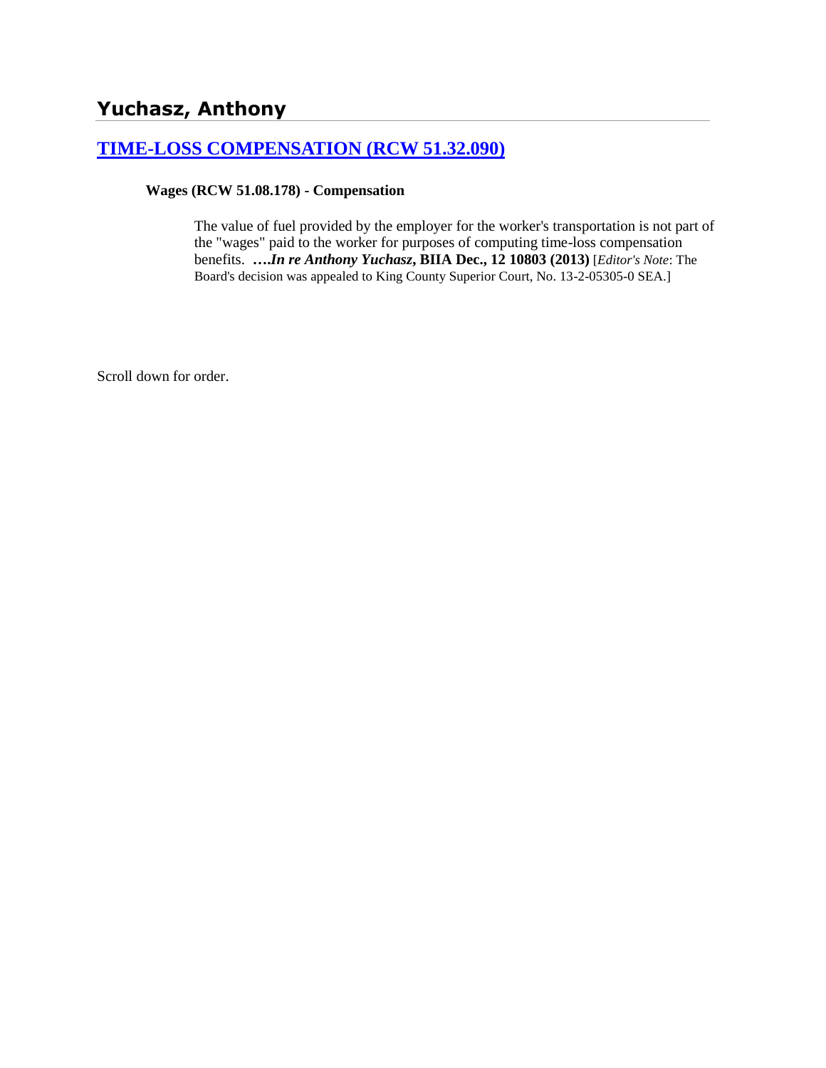# Yuchasz, Anthony

## [TIME-LOSS COMPENSATION (RCW 51.32.090)]

**Wages (RCW 51.08.178) - Compensation**

The value of fuel provided by the employer for the worker's transportation is not part of the "wages" paid to the worker for purposes of computing time-loss compensation benefits. **….*In re Anthony Yuchasz*, BIIA Dec., 12 10803 (2013)** [*Editor's Note*: The Board's decision was appealed to King County Superior Court, No. 13-2-05305-0 SEA.]

Scroll down for order.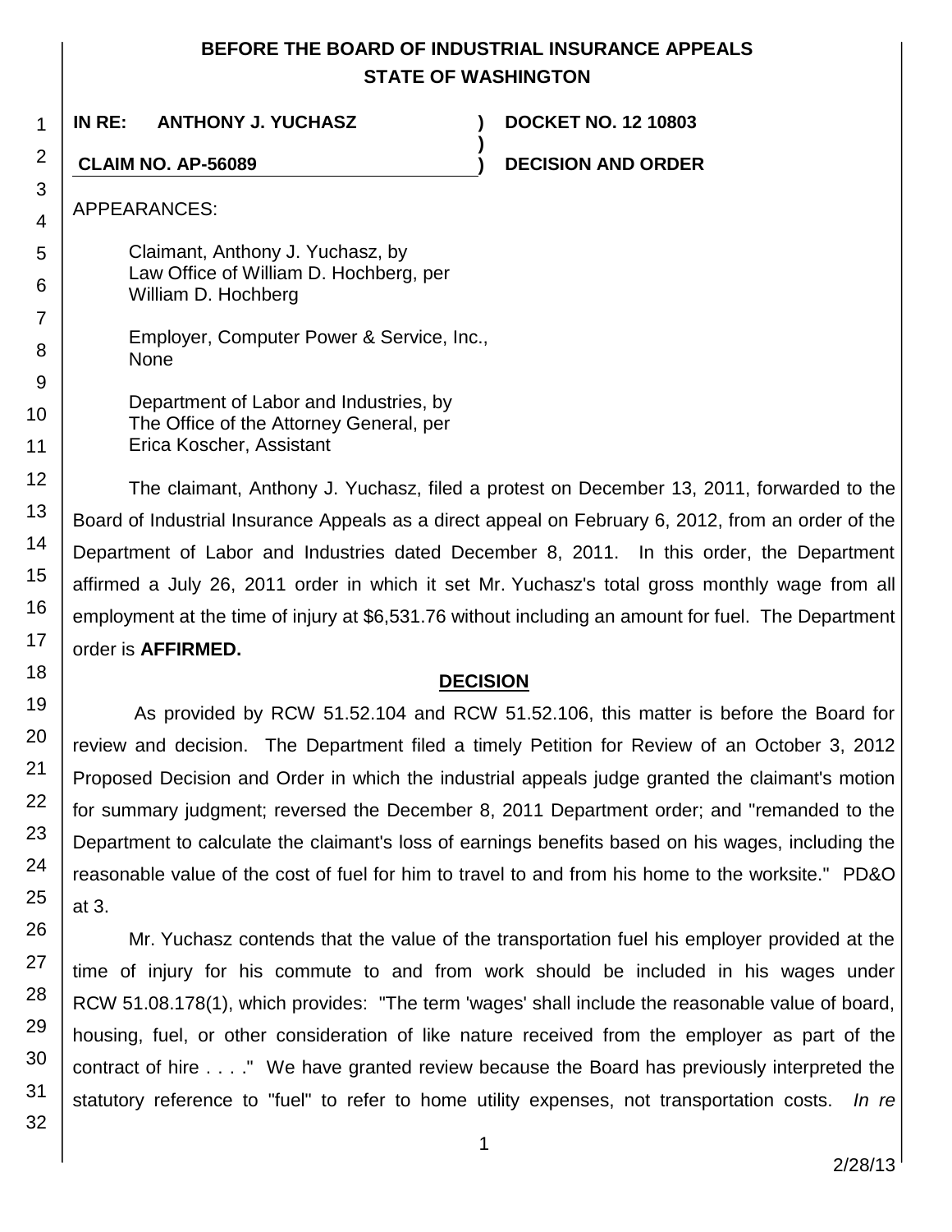# BEFORE THE BOARD OF INDUSTRIAL INSURANCE APPEALS
# STATE OF WASHINGTON

**IN RE: ANTHONY J. YUCHASZ** ) **DOCKET NO. 12 10803**
)
**CLAIM NO. AP-56089** ) **DECISION AND ORDER**

APPEARANCES:

Claimant, Anthony J. Yuchasz, by
Law Office of William D. Hochberg, per
William D. Hochberg

Employer, Computer Power & Service, Inc.,
None

Department of Labor and Industries, by
The Office of the Attorney General, per
Erica Koscher, Assistant

The claimant, Anthony J. Yuchasz, filed a protest on December 13, 2011, forwarded to the Board of Industrial Insurance Appeals as a direct appeal on February 6, 2012, from an order of the Department of Labor and Industries dated December 8, 2011. In this order, the Department affirmed a July 26, 2011 order in which it set Mr. Yuchasz's total gross monthly wage from all employment at the time of injury at $6,531.76 without including an amount for fuel. The Department order is **AFFIRMED.**

## DECISION

As provided by RCW 51.52.104 and RCW 51.52.106, this matter is before the Board for review and decision. The Department filed a timely Petition for Review of an October 3, 2012 Proposed Decision and Order in which the industrial appeals judge granted the claimant's motion for summary judgment; reversed the December 8, 2011 Department order; and "remanded to the Department to calculate the claimant's loss of earnings benefits based on his wages, including the reasonable value of the cost of fuel for him to travel to and from his home to the worksite." PD&O at 3.

Mr. Yuchasz contends that the value of the transportation fuel his employer provided at the time of injury for his commute to and from work should be included in his wages under RCW 51.08.178(1), which provides: "The term 'wages' shall include the reasonable value of board, housing, fuel, or other consideration of like nature received from the employer as part of the contract of hire . . . ." We have granted review because the Board has previously interpreted the statutory reference to "fuel" to refer to home utility expenses, not transportation costs. *In re*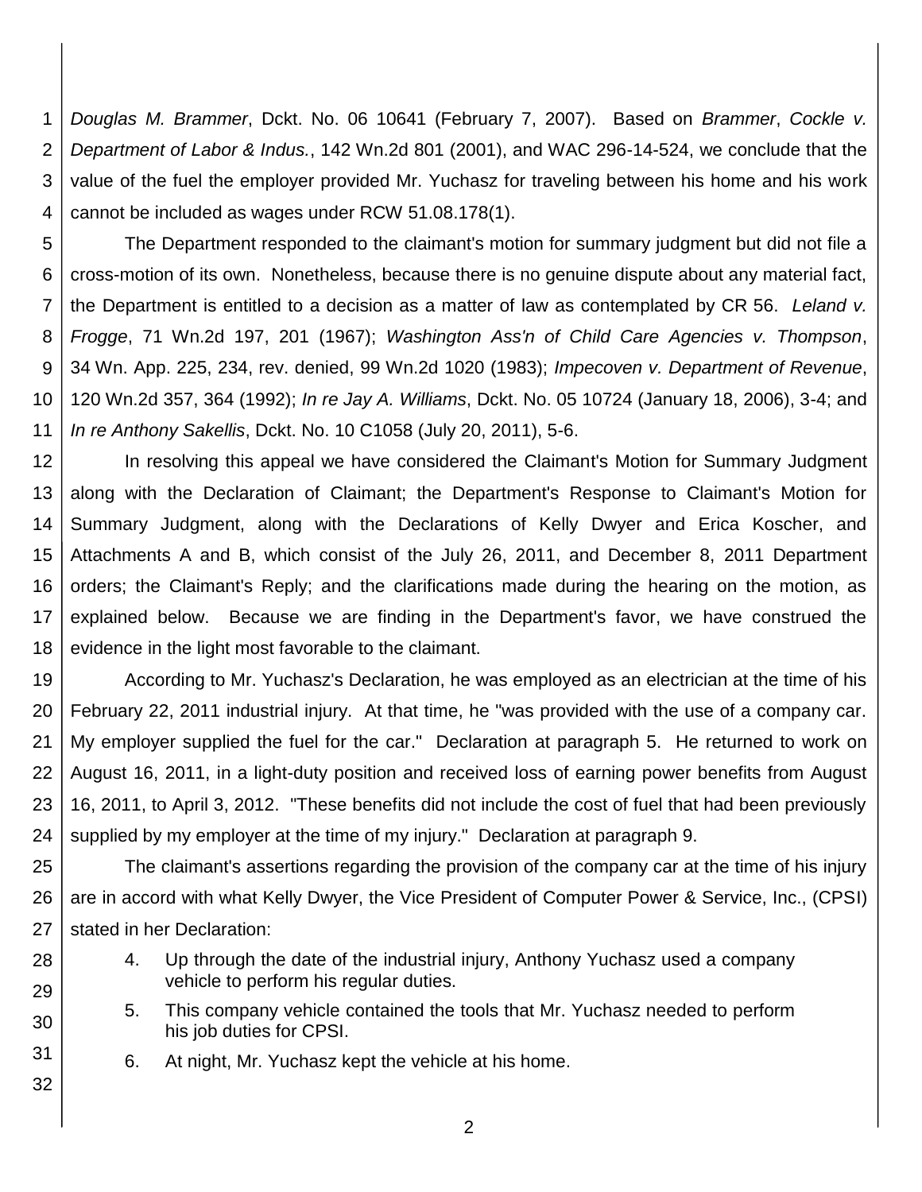*Douglas M. Brammer*, Dckt. No. 06 10641 (February 7, 2007). Based on *Brammer*, *Cockle v. Department of Labor & Indus.*, 142 Wn.2d 801 (2001), and WAC 296-14-524, we conclude that the value of the fuel the employer provided Mr. Yuchasz for traveling between his home and his work cannot be included as wages under RCW 51.08.178(1).

The Department responded to the claimant's motion for summary judgment but did not file a cross-motion of its own. Nonetheless, because there is no genuine dispute about any material fact, the Department is entitled to a decision as a matter of law as contemplated by CR 56. *Leland v. Frogge*, 71 Wn.2d 197, 201 (1967); *Washington Ass'n of Child Care Agencies v. Thompson*, 34 Wn. App. 225, 234, rev. denied, 99 Wn.2d 1020 (1983); *Impecoven v. Department of Revenue*, 120 Wn.2d 357, 364 (1992); *In re Jay A. Williams*, Dckt. No. 05 10724 (January 18, 2006), 3-4; and *In re Anthony Sakellis*, Dckt. No. 10 C1058 (July 20, 2011), 5-6.

In resolving this appeal we have considered the Claimant's Motion for Summary Judgment along with the Declaration of Claimant; the Department's Response to Claimant's Motion for Summary Judgment, along with the Declarations of Kelly Dwyer and Erica Koscher, and Attachments A and B, which consist of the July 26, 2011, and December 8, 2011 Department orders; the Claimant's Reply; and the clarifications made during the hearing on the motion, as explained below. Because we are finding in the Department's favor, we have construed the evidence in the light most favorable to the claimant.

According to Mr. Yuchasz's Declaration, he was employed as an electrician at the time of his February 22, 2011 industrial injury. At that time, he "was provided with the use of a company car. My employer supplied the fuel for the car." Declaration at paragraph 5. He returned to work on August 16, 2011, in a light-duty position and received loss of earning power benefits from August 16, 2011, to April 3, 2012. "These benefits did not include the cost of fuel that had been previously supplied by my employer at the time of my injury." Declaration at paragraph 9.

The claimant's assertions regarding the provision of the company car at the time of his injury are in accord with what Kelly Dwyer, the Vice President of Computer Power & Service, Inc., (CPSI) stated in her Declaration:

> 4. Up through the date of the industrial injury, Anthony Yuchasz used a company vehicle to perform his regular duties.
>
> 5. This company vehicle contained the tools that Mr. Yuchasz needed to perform his job duties for CPSI.
>
> 6. At night, Mr. Yuchasz kept the vehicle at his home.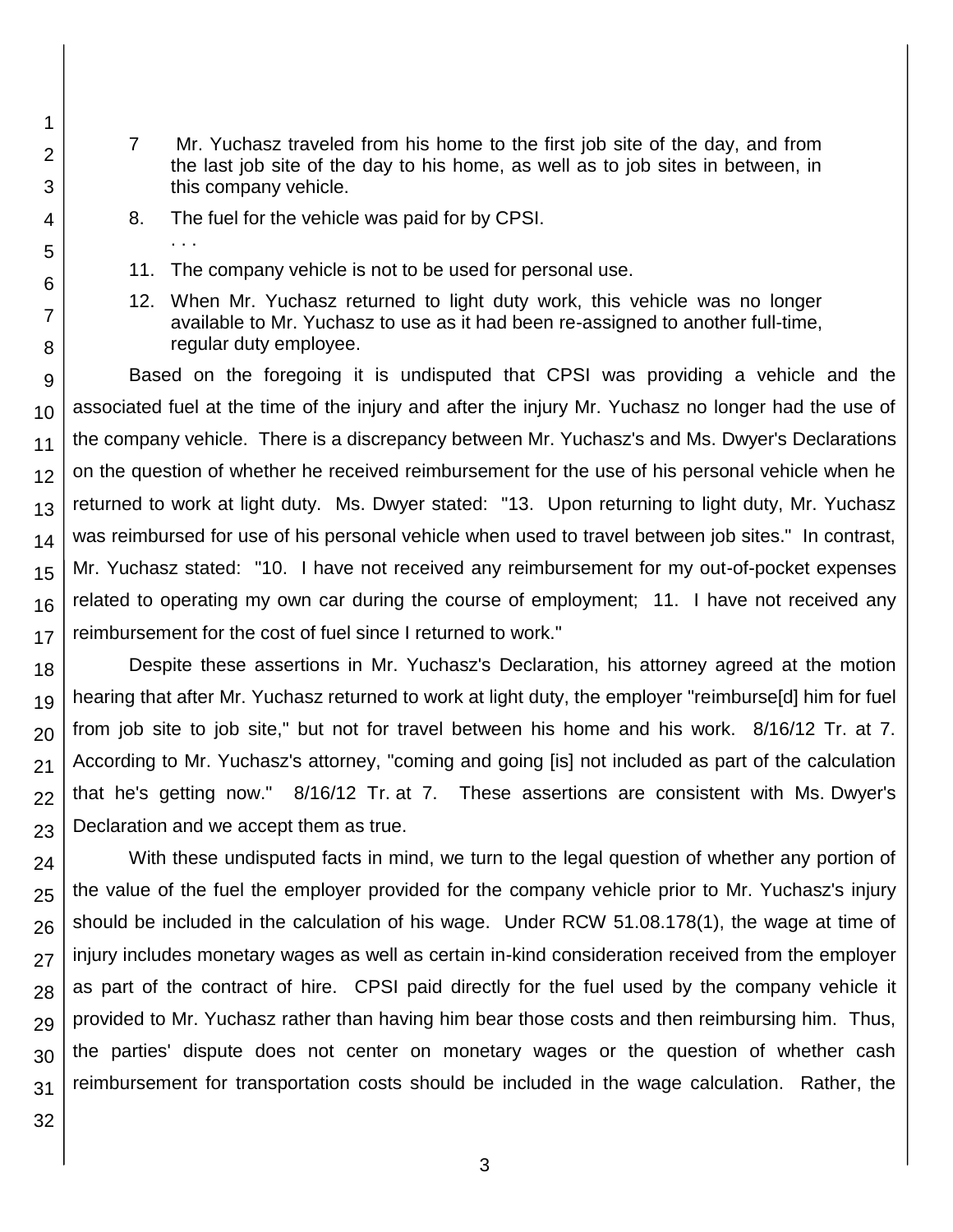7. Mr. Yuchasz traveled from his home to the first job site of the day, and from the last job site of the day to his home, as well as to job sites in between, in this company vehicle.

8. The fuel for the vehicle was paid for by CPSI.

. . .

11. The company vehicle is not to be used for personal use.

12. When Mr. Yuchasz returned to light duty work, this vehicle was no longer available to Mr. Yuchasz to use as it had been re-assigned to another full-time, regular duty employee.

Based on the foregoing it is undisputed that CPSI was providing a vehicle and the associated fuel at the time of the injury and after the injury Mr. Yuchasz no longer had the use of the company vehicle. There is a discrepancy between Mr. Yuchasz's and Ms. Dwyer's Declarations on the question of whether he received reimbursement for the use of his personal vehicle when he returned to work at light duty. Ms. Dwyer stated: "13. Upon returning to light duty, Mr. Yuchasz was reimbursed for use of his personal vehicle when used to travel between job sites." In contrast, Mr. Yuchasz stated: "10. I have not received any reimbursement for my out-of-pocket expenses related to operating my own car during the course of employment; 11. I have not received any reimbursement for the cost of fuel since I returned to work."

Despite these assertions in Mr. Yuchasz's Declaration, his attorney agreed at the motion hearing that after Mr. Yuchasz returned to work at light duty, the employer "reimburse[d] him for fuel from job site to job site," but not for travel between his home and his work. 8/16/12 Tr. at 7. According to Mr. Yuchasz's attorney, "coming and going [is] not included as part of the calculation that he's getting now." 8/16/12 Tr. at 7. These assertions are consistent with Ms. Dwyer's Declaration and we accept them as true.

With these undisputed facts in mind, we turn to the legal question of whether any portion of the value of the fuel the employer provided for the company vehicle prior to Mr. Yuchasz's injury should be included in the calculation of his wage. Under RCW 51.08.178(1), the wage at time of injury includes monetary wages as well as certain in-kind consideration received from the employer as part of the contract of hire. CPSI paid directly for the fuel used by the company vehicle it provided to Mr. Yuchasz rather than having him bear those costs and then reimbursing him. Thus, the parties' dispute does not center on monetary wages or the question of whether cash reimbursement for transportation costs should be included in the wage calculation. Rather, the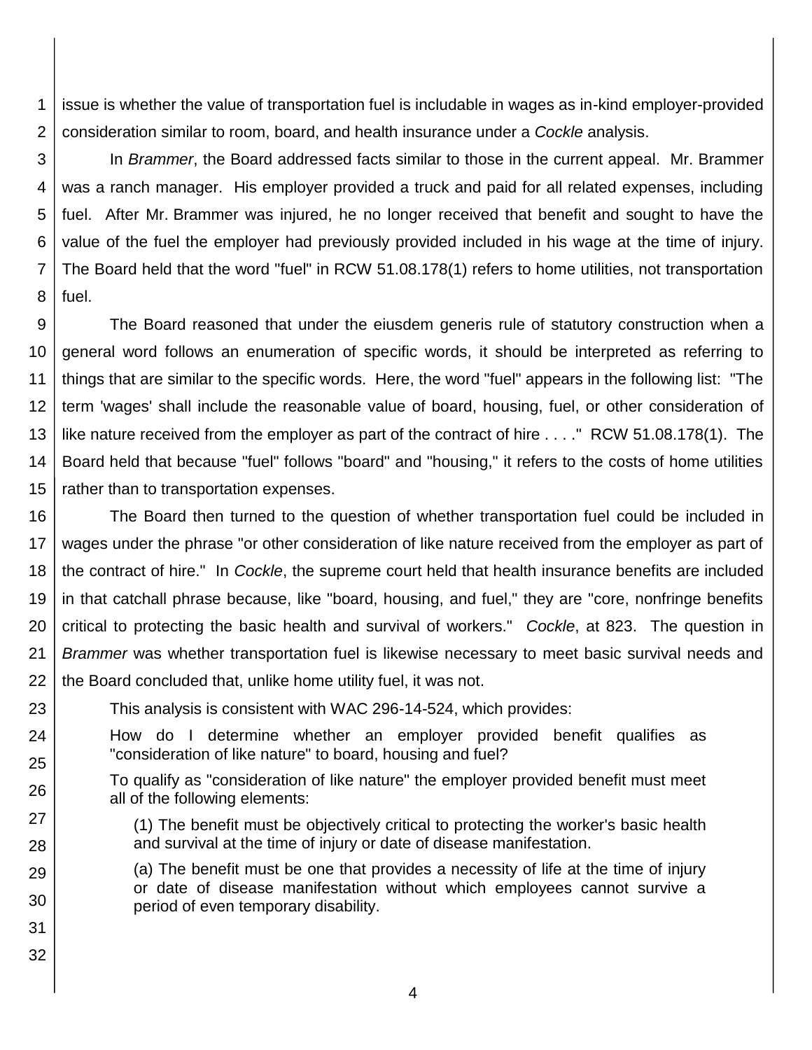issue is whether the value of transportation fuel is includable in wages as in-kind employer-provided consideration similar to room, board, and health insurance under a *Cockle* analysis.

In *Brammer*, the Board addressed facts similar to those in the current appeal. Mr. Brammer was a ranch manager. His employer provided a truck and paid for all related expenses, including fuel. After Mr. Brammer was injured, he no longer received that benefit and sought to have the value of the fuel the employer had previously provided included in his wage at the time of injury. The Board held that the word "fuel" in RCW 51.08.178(1) refers to home utilities, not transportation fuel.

The Board reasoned that under the eiusdem generis rule of statutory construction when a general word follows an enumeration of specific words, it should be interpreted as referring to things that are similar to the specific words. Here, the word "fuel" appears in the following list: "The term 'wages' shall include the reasonable value of board, housing, fuel, or other consideration of like nature received from the employer as part of the contract of hire . . . ." RCW 51.08.178(1). The Board held that because "fuel" follows "board" and "housing," it refers to the costs of home utilities rather than to transportation expenses.

The Board then turned to the question of whether transportation fuel could be included in wages under the phrase "or other consideration of like nature received from the employer as part of the contract of hire." In *Cockle*, the supreme court held that health insurance benefits are included in that catchall phrase because, like "board, housing, and fuel," they are "core, nonfringe benefits critical to protecting the basic health and survival of workers." *Cockle*, at 823. The question in *Brammer* was whether transportation fuel is likewise necessary to meet basic survival needs and the Board concluded that, unlike home utility fuel, it was not.

This analysis is consistent with WAC 296-14-524, which provides:

> How do I determine whether an employer provided benefit qualifies as "consideration of like nature" to board, housing and fuel?
>
> To qualify as "consideration of like nature" the employer provided benefit must meet all of the following elements:
>
> (1) The benefit must be objectively critical to protecting the worker's basic health and survival at the time of injury or date of disease manifestation.
>
> (a) The benefit must be one that provides a necessity of life at the time of injury or date of disease manifestation without which employees cannot survive a period of even temporary disability.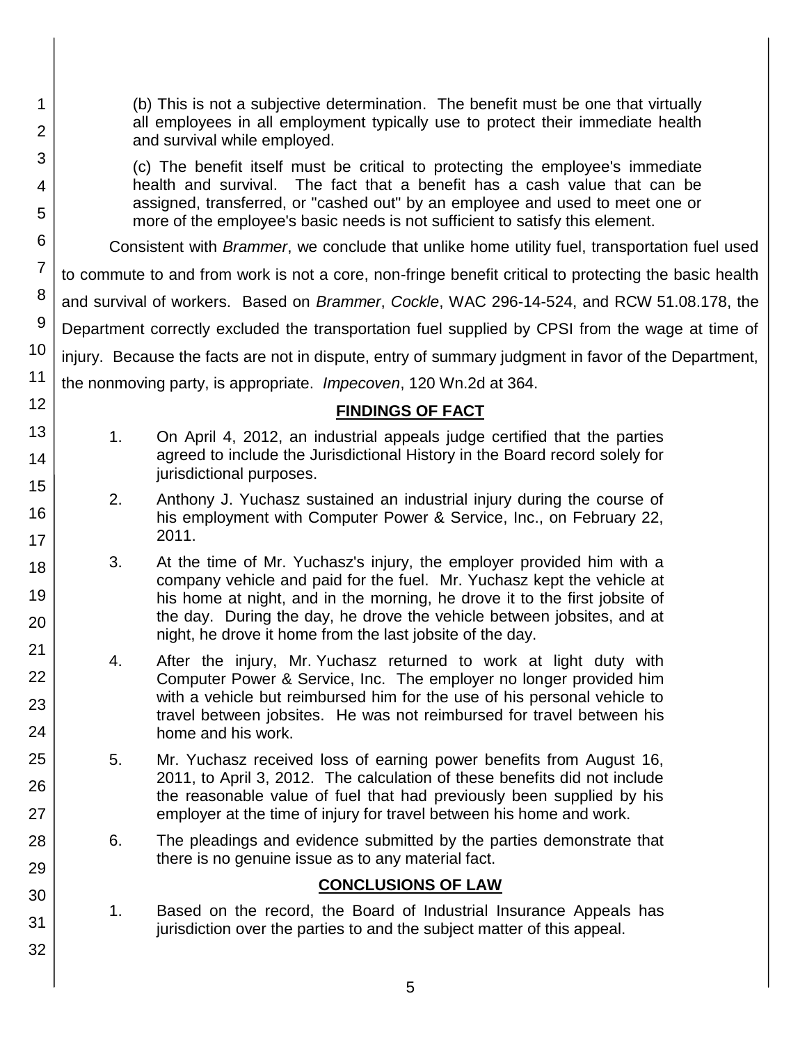(b) This is not a subjective determination. The benefit must be one that virtually all employees in all employment typically use to protect their immediate health and survival while employed.

(c) The benefit itself must be critical to protecting the employee's immediate health and survival. The fact that a benefit has a cash value that can be assigned, transferred, or "cashed out" by an employee and used to meet one or more of the employee's basic needs is not sufficient to satisfy this element.

Consistent with *Brammer*, we conclude that unlike home utility fuel, transportation fuel used to commute to and from work is not a core, non-fringe benefit critical to protecting the basic health and survival of workers. Based on *Brammer*, *Cockle*, WAC 296-14-524, and RCW 51.08.178, the Department correctly excluded the transportation fuel supplied by CPSI from the wage at time of injury. Because the facts are not in dispute, entry of summary judgment in favor of the Department, the nonmoving party, is appropriate. *Impecoven*, 120 Wn.2d at 364.

## FINDINGS OF FACT

1. On April 4, 2012, an industrial appeals judge certified that the parties agreed to include the Jurisdictional History in the Board record solely for jurisdictional purposes.

2. Anthony J. Yuchasz sustained an industrial injury during the course of his employment with Computer Power & Service, Inc., on February 22, 2011.

3. At the time of Mr. Yuchasz's injury, the employer provided him with a company vehicle and paid for the fuel. Mr. Yuchasz kept the vehicle at his home at night, and in the morning, he drove it to the first jobsite of the day. During the day, he drove the vehicle between jobsites, and at night, he drove it home from the last jobsite of the day.

4. After the injury, Mr. Yuchasz returned to work at light duty with Computer Power & Service, Inc. The employer no longer provided him with a vehicle but reimbursed him for the use of his personal vehicle to travel between jobsites. He was not reimbursed for travel between his home and his work.

5. Mr. Yuchasz received loss of earning power benefits from August 16, 2011, to April 3, 2012. The calculation of these benefits did not include the reasonable value of fuel that had previously been supplied by his employer at the time of injury for travel between his home and work.

6. The pleadings and evidence submitted by the parties demonstrate that there is no genuine issue as to any material fact.

## CONCLUSIONS OF LAW

1. Based on the record, the Board of Industrial Insurance Appeals has jurisdiction over the parties to and the subject matter of this appeal.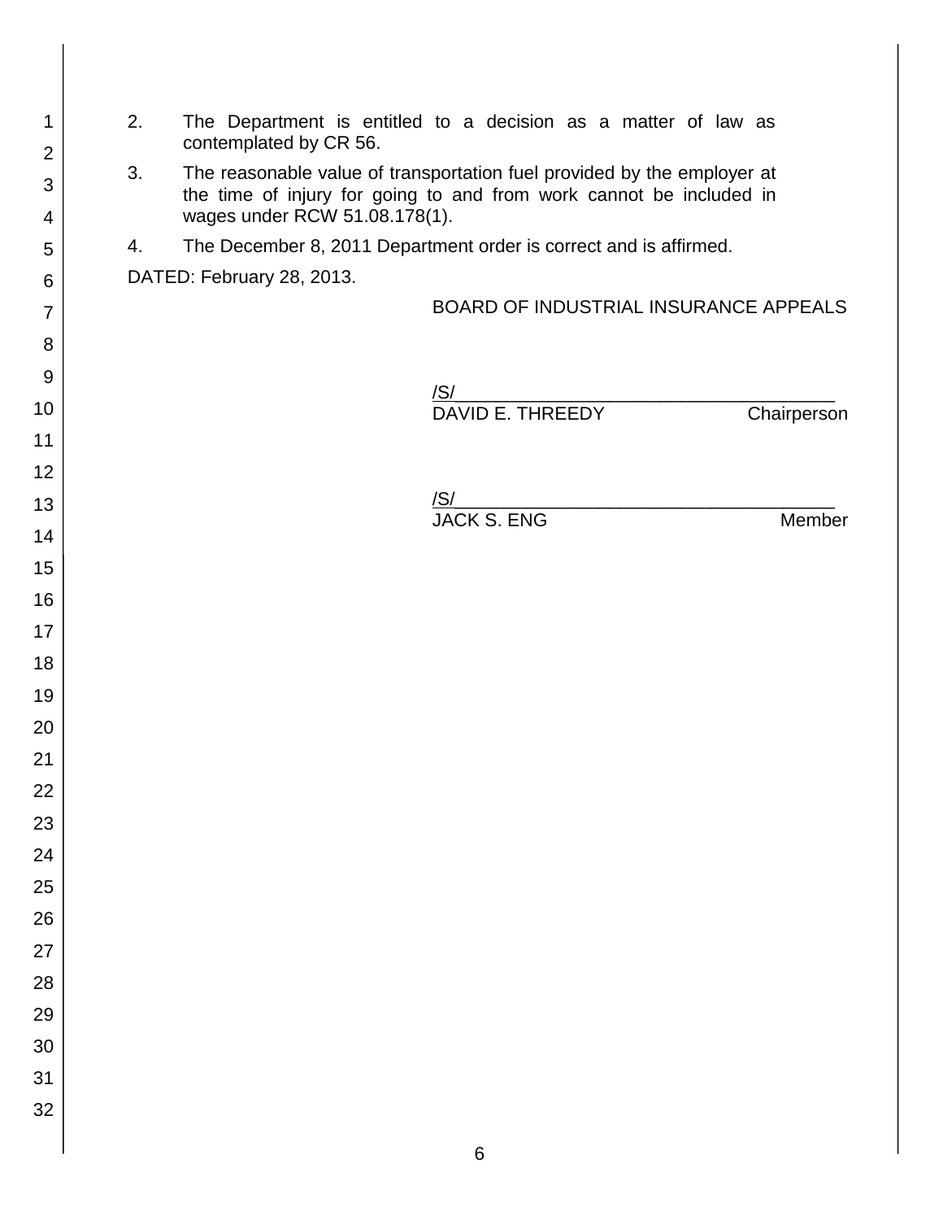2. The Department is entitled to a decision as a matter of law as contemplated by CR 56.

3. The reasonable value of transportation fuel provided by the employer at the time of injury for going to and from work cannot be included in wages under RCW 51.08.178(1).

4. The December 8, 2011 Department order is correct and is affirmed.

DATED: February 28, 2013.

BOARD OF INDUSTRIAL INSURANCE APPEALS

/S/______________________________________
DAVID E. THREEDY Chairperson

/S/______________________________________
JACK S. ENG Member